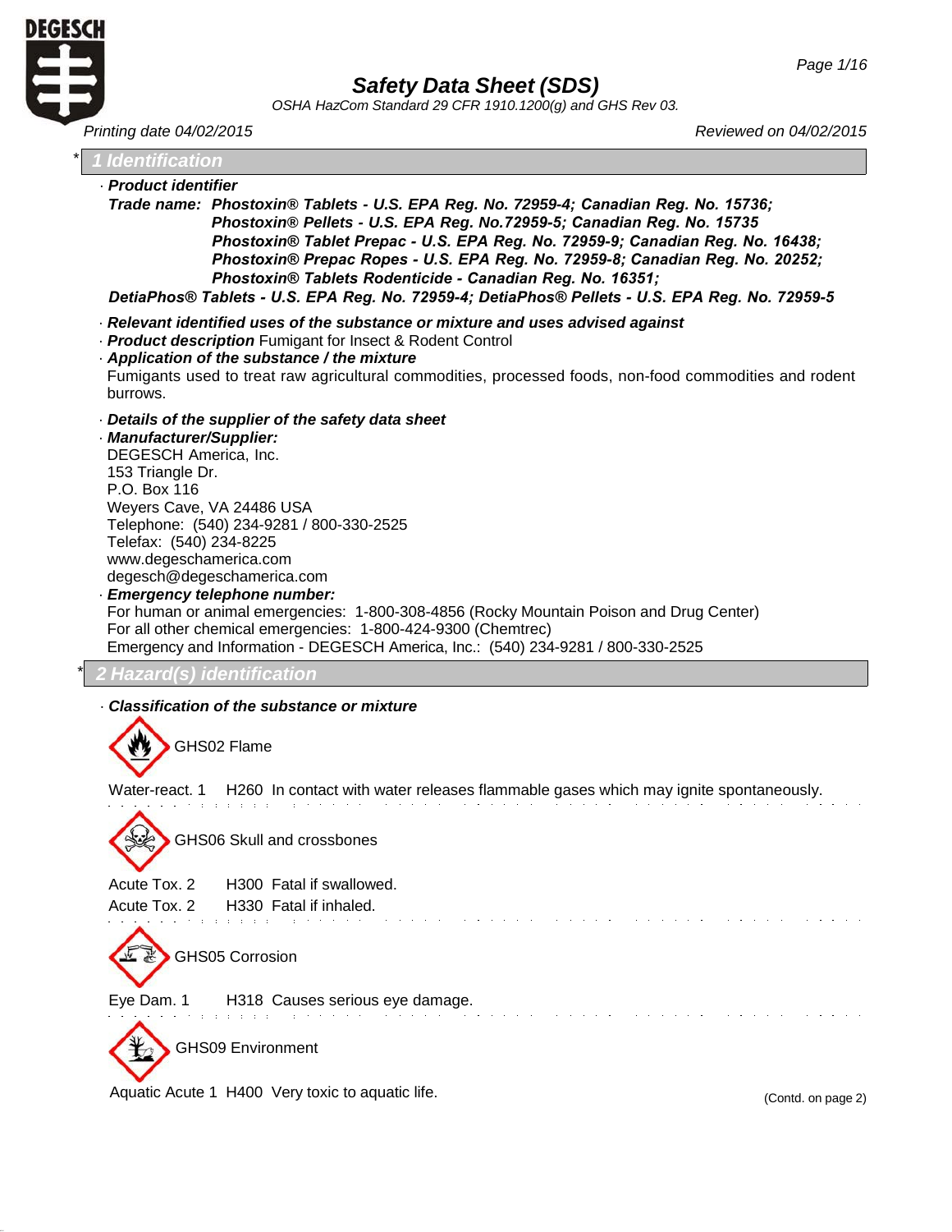# Safety Data Sheet (SDS)

*OSHA HazCom Standard 29 CFR 1910.1200(g) and GHS Rev 03.*

*Printing date 04/02/2015* | *Reviewed on 04/02/2015*

## * 1 Identification

· **Product identifier**

**Trade name: Phostoxin® Tablets - U.S. EPA Reg. No. 72959-4; Canadian Reg. No. 15736;**
**Phostoxin® Pellets - U.S. EPA Reg. No.72959-5; Canadian Reg. No. 15735**
**Phostoxin® Tablet Prepac - U.S. EPA Reg. No. 72959-9; Canadian Reg. No. 16438;**
**Phostoxin® Prepac Ropes - U.S. EPA Reg. No. 72959-8; Canadian Reg. No. 20252;**
**Phostoxin® Tablets Rodenticide - Canadian Reg. No. 16351;**
**DetiaPhos® Tablets - U.S. EPA Reg. No. 72959-4; DetiaPhos® Pellets - U.S. EPA Reg. No. 72959-5**

· **Relevant identified uses of the substance or mixture and uses advised against**

· **Product description** Fumigant for Insect & Rodent Control

· **Application of the substance / the mixture**

Fumigants used to treat raw agricultural commodities, processed foods, non-food commodities and rodent burrows.

· **Details of the supplier of the safety data sheet**

· **Manufacturer/Supplier:**

DEGESCH America, Inc.
153 Triangle Dr.
P.O. Box 116
Weyers Cave, VA 24486 USA
Telephone: (540) 234-9281 / 800-330-2525
Telefax: (540) 234-8225
www.degeschamerica.com
degesch@degeschamerica.com

· **Emergency telephone number:**

For human or animal emergencies: 1-800-308-4856 (Rocky Mountain Poison and Drug Center)
For all other chemical emergencies: 1-800-424-9300 (Chemtrec)
Emergency and Information - DEGESCH America, Inc.: (540) 234-9281 / 800-330-2525

## * 2 Hazard(s) identification

· **Classification of the substance or mixture**

GHS02 Flame

Water-react. 1 H260 In contact with water releases flammable gases which may ignite spontaneously.

GHS06 Skull and crossbones

Acute Tox. 2 H300 Fatal if swallowed.
Acute Tox. 2 H330 Fatal if inhaled.

GHS05 Corrosion

Eye Dam. 1 H318 Causes serious eye damage.

GHS09 Environment

Aquatic Acute 1 H400 Very toxic to aquatic life.

(Contd. on page 2)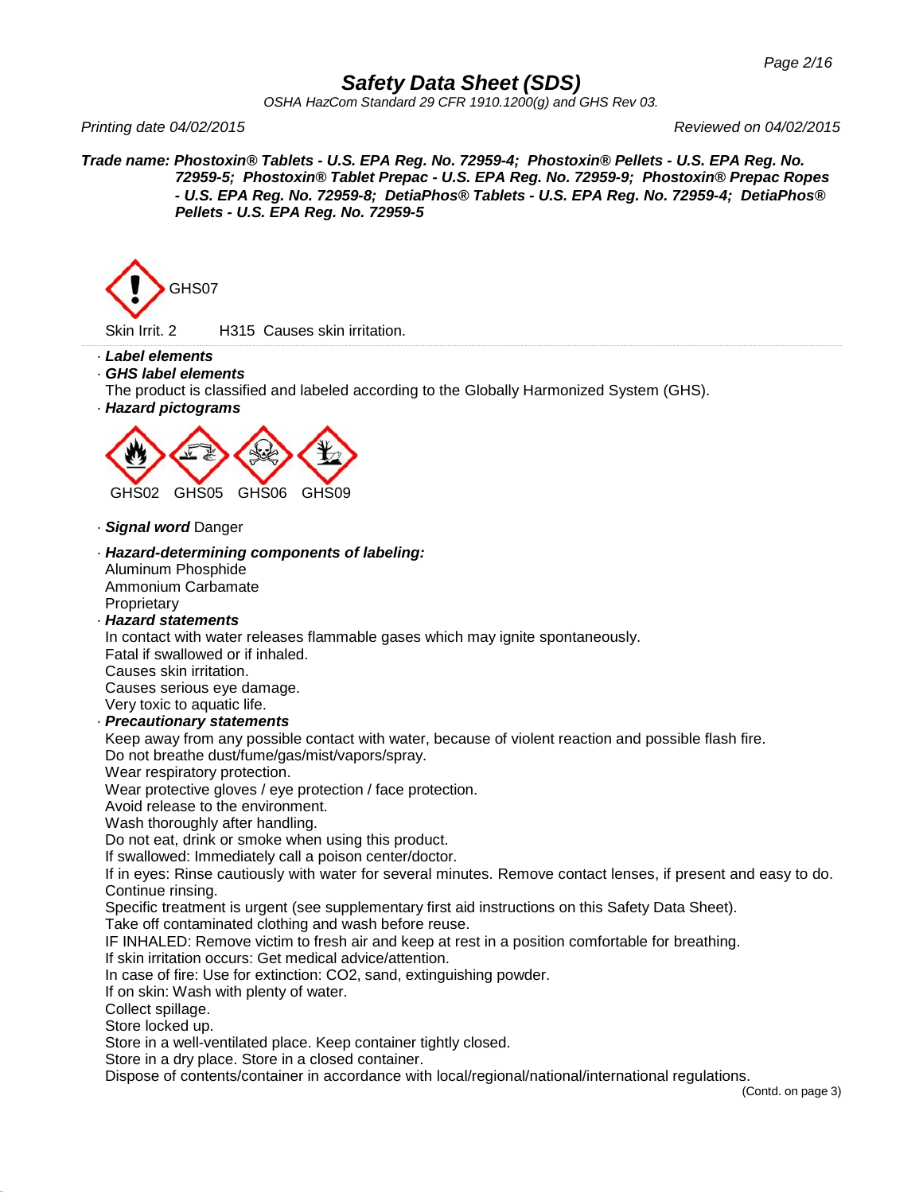# Safety Data Sheet (SDS)

*OSHA HazCom Standard 29 CFR 1910.1200(g) and GHS Rev 03.*

*Printing date 04/02/2015* *Reviewed on 04/02/2015*

***Trade name: Phostoxin® Tablets - U.S. EPA Reg. No. 72959-4; Phostoxin® Pellets - U.S. EPA Reg. No. 72959-5; Phostoxin® Tablet Prepac - U.S. EPA Reg. No. 72959-9; Phostoxin® Prepac Ropes - U.S. EPA Reg. No. 72959-8; DetiaPhos® Tablets - U.S. EPA Reg. No. 72959-4; DetiaPhos® Pellets - U.S. EPA Reg. No. 72959-5***

GHS07

Skin Irrit. 2 H315 Causes skin irritation.

- ***Label elements***
- ***GHS label elements***

The product is classified and labeled according to the Globally Harmonized System (GHS).

- ***Hazard pictograms***

GHS02 GHS05 GHS06 GHS09

- ***Signal word*** Danger
- ***Hazard-determining components of labeling:***

Aluminum Phosphide
Ammonium Carbamate
Proprietary

- ***Hazard statements***

In contact with water releases flammable gases which may ignite spontaneously.
Fatal if swallowed or if inhaled.
Causes skin irritation.
Causes serious eye damage.
Very toxic to aquatic life.

- ***Precautionary statements***

Keep away from any possible contact with water, because of violent reaction and possible flash fire.
Do not breathe dust/fume/gas/mist/vapors/spray.
Wear respiratory protection.
Wear protective gloves / eye protection / face protection.
Avoid release to the environment.
Wash thoroughly after handling.
Do not eat, drink or smoke when using this product.
If swallowed: Immediately call a poison center/doctor.
If in eyes: Rinse cautiously with water for several minutes. Remove contact lenses, if present and easy to do. Continue rinsing.
Specific treatment is urgent (see supplementary first aid instructions on this Safety Data Sheet).
Take off contaminated clothing and wash before reuse.
IF INHALED: Remove victim to fresh air and keep at rest in a position comfortable for breathing.
If skin irritation occurs: Get medical advice/attention.
In case of fire: Use for extinction: CO2, sand, extinguishing powder.
If on skin: Wash with plenty of water.
Collect spillage.
Store locked up.
Store in a well-ventilated place. Keep container tightly closed.
Store in a dry place. Store in a closed container.
Dispose of contents/container in accordance with local/regional/national/international regulations.

(Contd. on page 3)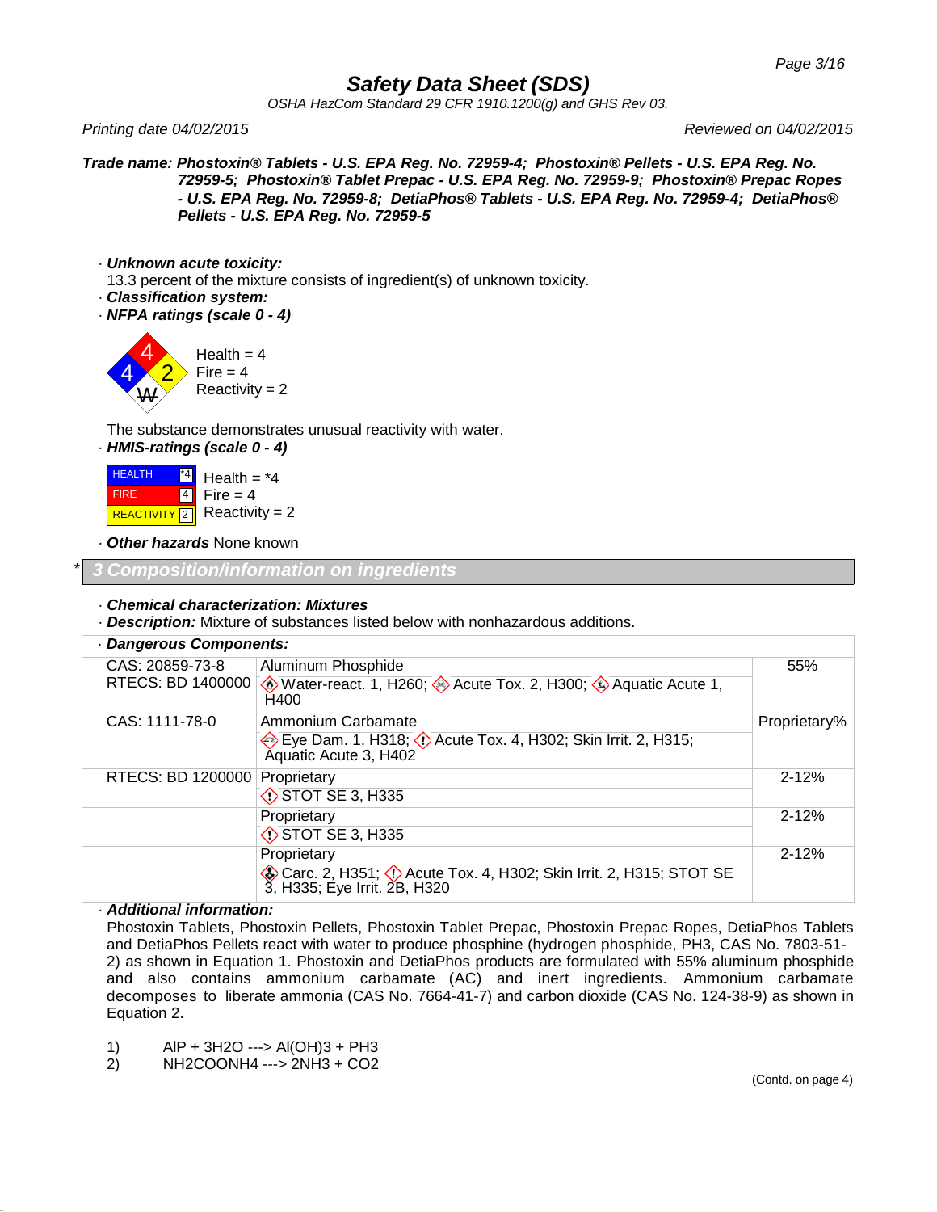# Safety Data Sheet (SDS)

*OSHA HazCom Standard 29 CFR 1910.1200(g) and GHS Rev 03.*

*Printing date 04/02/2015* *Reviewed on 04/02/2015*

***Trade name: Phostoxin® Tablets - U.S. EPA Reg. No. 72959-4; Phostoxin® Pellets - U.S. EPA Reg. No. 72959-5; Phostoxin® Tablet Prepac - U.S. EPA Reg. No. 72959-9; Phostoxin® Prepac Ropes - U.S. EPA Reg. No. 72959-8; DetiaPhos® Tablets - U.S. EPA Reg. No. 72959-4; DetiaPhos® Pellets - U.S. EPA Reg. No. 72959-5***

· ***Unknown acute toxicity:***
13.3 percent of the mixture consists of ingredient(s) of unknown toxicity.

· ***Classification system:***

· ***NFPA ratings (scale 0 - 4)***

Health = 4
Fire = 4
Reactivity = 2

The substance demonstrates unusual reactivity with water.

· ***HMIS-ratings (scale 0 - 4)***

| HEALTH | *4 |
|---|---|
| FIRE | 4 |
| REACTIVITY | 2 |

Health = *4
Fire = 4
Reactivity = 2

· ***Other hazards*** None known

## * 3 Composition/information on ingredients

· ***Chemical characterization: Mixtures***

· ***Description:*** Mixture of substances listed below with nonhazardous additions.

· ***Dangerous Components:***

| Identifiers | Component / Classification | % |
|---|---|---|
| CAS: 20859-73-8<br>RTECS: BD 1400000 | Aluminum Phosphide<br>Water-react. 1, H260; Acute Tox. 2, H300; Aquatic Acute 1, H400 | 55% |
| CAS: 1111-78-0 | Ammonium Carbamate<br>Eye Dam. 1, H318; Acute Tox. 4, H302; Skin Irrit. 2, H315; Aquatic Acute 3, H402 | Proprietary% |
| RTECS: BD 1200000 | Proprietary<br>STOT SE 3, H335 | 2-12% |
| | Proprietary<br>STOT SE 3, H335 | 2-12% |
| | Proprietary<br>Carc. 2, H351; Acute Tox. 4, H302; Skin Irrit. 2, H315; STOT SE 3, H335; Eye Irrit. 2B, H320 | 2-12% |

· ***Additional information:***
Phostoxin Tablets, Phostoxin Pellets, Phostoxin Tablet Prepac, Phostoxin Prepac Ropes, DetiaPhos Tablets and DetiaPhos Pellets react with water to produce phosphine (hydrogen phosphide, $PH_3$, CAS No. 7803-51-2) as shown in Equation 1. Phostoxin and DetiaPhos products are formulated with 55% aluminum phosphide and also contains ammonium carbamate (AC) and inert ingredients. Ammonium carbamate decomposes to liberate ammonia (CAS No. 7664-41-7) and carbon dioxide (CAS No. 124-38-9) as shown in Equation 2.

1) $AlP + 3H_2O \longrightarrow Al(OH)_3 + PH_3$
2) $NH_2COONH_4 \longrightarrow 2NH_3 + CO_2$

(Contd. on page 4)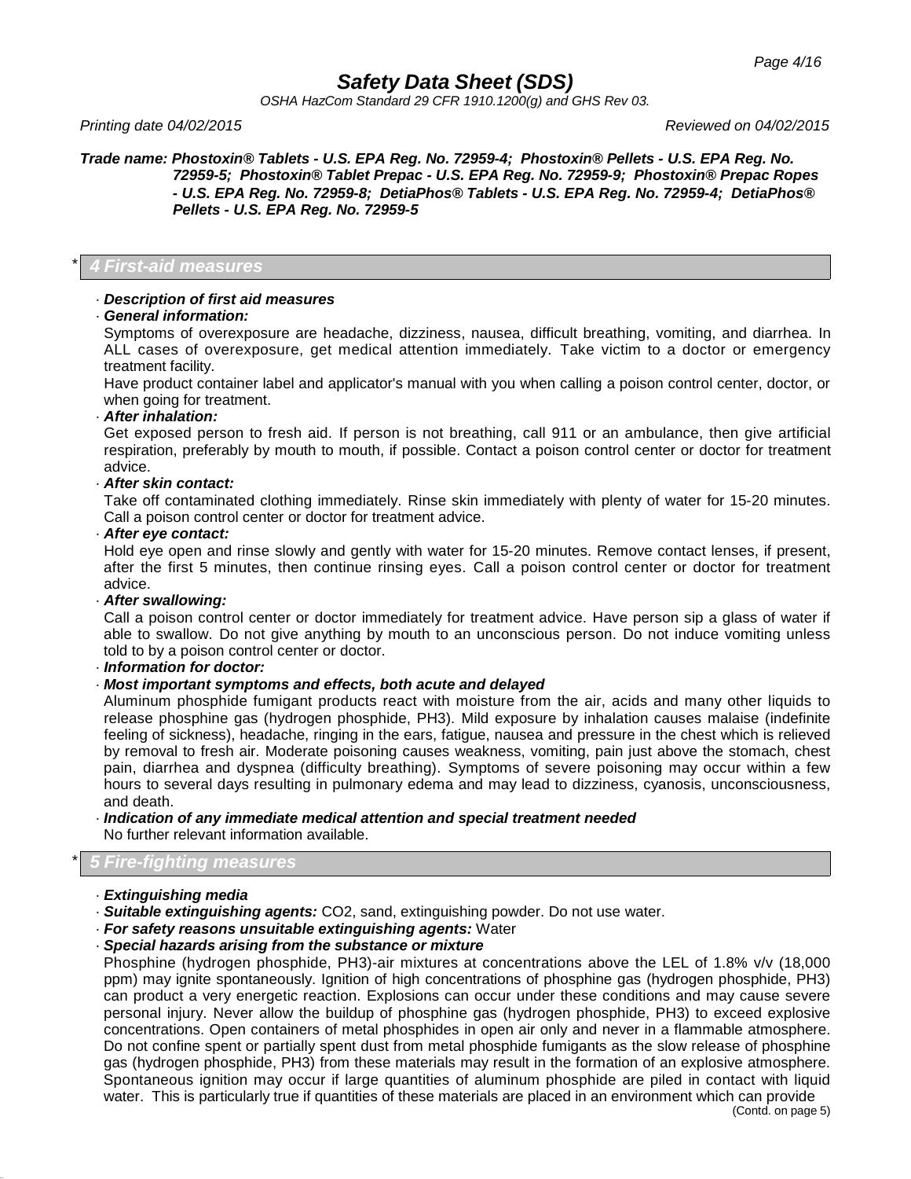# Safety Data Sheet (SDS)

*OSHA HazCom Standard 29 CFR 1910.1200(g) and GHS Rev 03.*

*Printing date 04/02/2015* *Reviewed on 04/02/2015*

***Trade name: Phostoxin® Tablets - U.S. EPA Reg. No. 72959-4; Phostoxin® Pellets - U.S. EPA Reg. No. 72959-5; Phostoxin® Tablet Prepac - U.S. EPA Reg. No. 72959-9; Phostoxin® Prepac Ropes - U.S. EPA Reg. No. 72959-8; DetiaPhos® Tablets - U.S. EPA Reg. No. 72959-4; DetiaPhos® Pellets - U.S. EPA Reg. No. 72959-5***

## * 4 First-aid measures

· ***Description of first aid measures***

· ***General information:***

Symptoms of overexposure are headache, dizziness, nausea, difficult breathing, vomiting, and diarrhea. In ALL cases of overexposure, get medical attention immediately. Take victim to a doctor or emergency treatment facility.

Have product container label and applicator's manual with you when calling a poison control center, doctor, or when going for treatment.

· ***After inhalation:***

Get exposed person to fresh aid. If person is not breathing, call 911 or an ambulance, then give artificial respiration, preferably by mouth to mouth, if possible. Contact a poison control center or doctor for treatment advice.

· ***After skin contact:***

Take off contaminated clothing immediately. Rinse skin immediately with plenty of water for 15-20 minutes. Call a poison control center or doctor for treatment advice.

· ***After eye contact:***

Hold eye open and rinse slowly and gently with water for 15-20 minutes. Remove contact lenses, if present, after the first 5 minutes, then continue rinsing eyes. Call a poison control center or doctor for treatment advice.

· ***After swallowing:***

Call a poison control center or doctor immediately for treatment advice. Have person sip a glass of water if able to swallow. Do not give anything by mouth to an unconscious person. Do not induce vomiting unless told to by a poison control center or doctor.

· ***Information for doctor:***

· ***Most important symptoms and effects, both acute and delayed***

Aluminum phosphide fumigant products react with moisture from the air, acids and many other liquids to release phosphine gas (hydrogen phosphide, $PH_3$). Mild exposure by inhalation causes malaise (indefinite feeling of sickness), headache, ringing in the ears, fatigue, nausea and pressure in the chest which is relieved by removal to fresh air. Moderate poisoning causes weakness, vomiting, pain just above the stomach, chest pain, diarrhea and dyspnea (difficulty breathing). Symptoms of severe poisoning may occur within a few hours to several days resulting in pulmonary edema and may lead to dizziness, cyanosis, unconsciousness, and death.

· ***Indication of any immediate medical attention and special treatment needed***

No further relevant information available.

## * 5 Fire-fighting measures

· ***Extinguishing media***

· ***Suitable extinguishing agents:*** $CO_2$, sand, extinguishing powder. Do not use water.

· ***For safety reasons unsuitable extinguishing agents:*** Water

· ***Special hazards arising from the substance or mixture***

Phosphine (hydrogen phosphide, $PH_3$)-air mixtures at concentrations above the LEL of 1.8% v/v (18,000 ppm) may ignite spontaneously. Ignition of high concentrations of phosphine gas (hydrogen phosphide, $PH_3$) can product a very energetic reaction. Explosions can occur under these conditions and may cause severe personal injury. Never allow the buildup of phosphine gas (hydrogen phosphide, $PH_3$) to exceed explosive concentrations. Open containers of metal phosphides in open air only and never in a flammable atmosphere. Do not confine spent or partially spent dust from metal phosphide fumigants as the slow release of phosphine gas (hydrogen phosphide, $PH_3$) from these materials may result in the formation of an explosive atmosphere. Spontaneous ignition may occur if large quantities of aluminum phosphide are piled in contact with liquid water. This is particularly true if quantities of these materials are placed in an environment which can provide

(Contd. on page 5)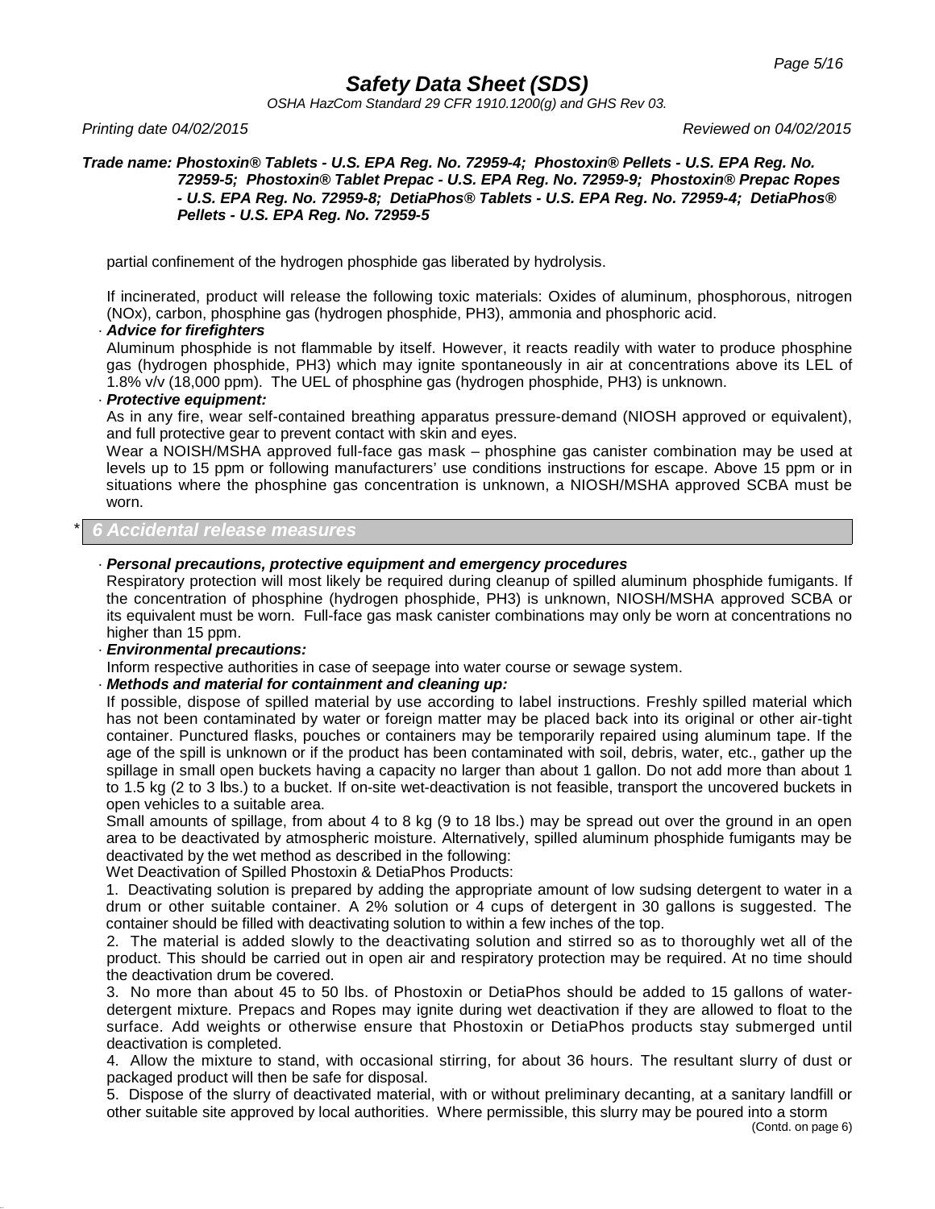partial confinement of the hydrogen phosphide gas liberated by hydrolysis.

If incinerated, product will release the following toxic materials: Oxides of aluminum, phosphorous, nitrogen (NOx), carbon, phosphine gas (hydrogen phosphide, PH3), ammonia and phosphoric acid.

· ***Advice for firefighters***

Aluminum phosphide is not flammable by itself. However, it reacts readily with water to produce phosphine gas (hydrogen phosphide, PH3) which may ignite spontaneously in air at concentrations above its LEL of 1.8% v/v (18,000 ppm). The UEL of phosphine gas (hydrogen phosphide, PH3) is unknown.

· ***Protective equipment:***

As in any fire, wear self-contained breathing apparatus pressure-demand (NIOSH approved or equivalent), and full protective gear to prevent contact with skin and eyes.

Wear a NOISH/MSHA approved full-face gas mask – phosphine gas canister combination may be used at levels up to 15 ppm or following manufacturers' use conditions instructions for escape. Above 15 ppm or in situations where the phosphine gas concentration is unknown, a NIOSH/MSHA approved SCBA must be worn.

## * 6 Accidental release measures

· ***Personal precautions, protective equipment and emergency procedures***

Respiratory protection will most likely be required during cleanup of spilled aluminum phosphide fumigants. If the concentration of phosphine (hydrogen phosphide, PH3) is unknown, NIOSH/MSHA approved SCBA or its equivalent must be worn. Full-face gas mask canister combinations may only be worn at concentrations no higher than 15 ppm.

· ***Environmental precautions:***

Inform respective authorities in case of seepage into water course or sewage system.

· ***Methods and material for containment and cleaning up:***

If possible, dispose of spilled material by use according to label instructions. Freshly spilled material which has not been contaminated by water or foreign matter may be placed back into its original or other air-tight container. Punctured flasks, pouches or containers may be temporarily repaired using aluminum tape. If the age of the spill is unknown or if the product has been contaminated with soil, debris, water, etc., gather up the spillage in small open buckets having a capacity no larger than about 1 gallon. Do not add more than about 1 to 1.5 kg (2 to 3 lbs.) to a bucket. If on-site wet-deactivation is not feasible, transport the uncovered buckets in open vehicles to a suitable area.

Small amounts of spillage, from about 4 to 8 kg (9 to 18 lbs.) may be spread out over the ground in an open area to be deactivated by atmospheric moisture. Alternatively, spilled aluminum phosphide fumigants may be deactivated by the wet method as described in the following:

Wet Deactivation of Spilled Phostoxin & DetiaPhos Products:

1. Deactivating solution is prepared by adding the appropriate amount of low sudsing detergent to water in a drum or other suitable container. A 2% solution or 4 cups of detergent in 30 gallons is suggested. The container should be filled with deactivating solution to within a few inches of the top.
2. The material is added slowly to the deactivating solution and stirred so as to thoroughly wet all of the product. This should be carried out in open air and respiratory protection may be required. At no time should the deactivation drum be covered.
3. No more than about 45 to 50 lbs. of Phostoxin or DetiaPhos should be added to 15 gallons of water-detergent mixture. Prepacs and Ropes may ignite during wet deactivation if they are allowed to float to the surface. Add weights or otherwise ensure that Phostoxin or DetiaPhos products stay submerged until deactivation is completed.
4. Allow the mixture to stand, with occasional stirring, for about 36 hours. The resultant slurry of dust or packaged product will then be safe for disposal.
5. Dispose of the slurry of deactivated material, with or without preliminary decanting, at a sanitary landfill or other suitable site approved by local authorities. Where permissible, this slurry may be poured into a storm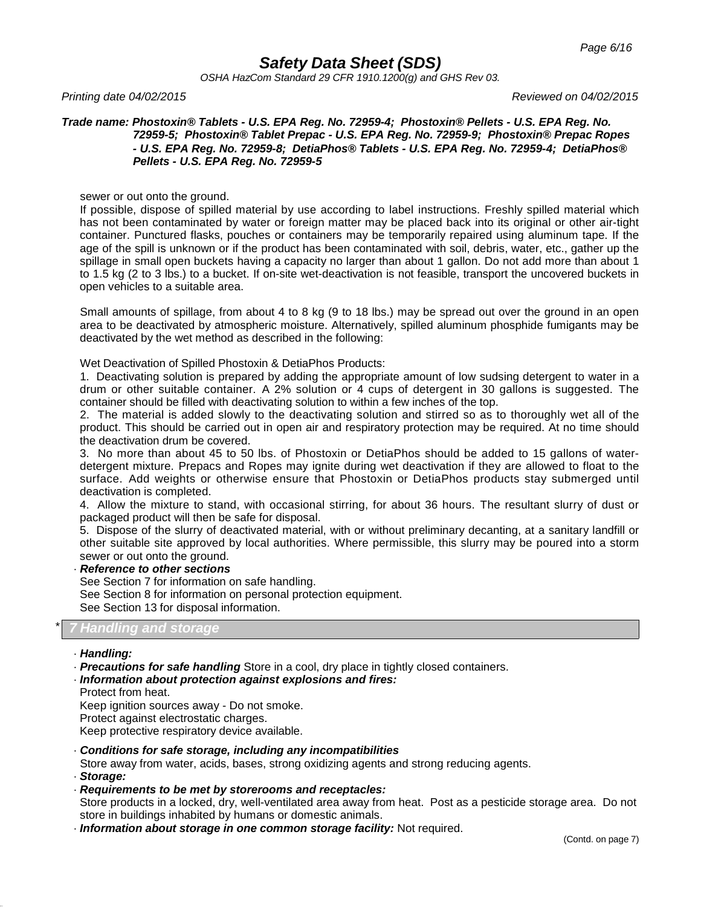sewer or out onto the ground.

If possible, dispose of spilled material by use according to label instructions. Freshly spilled material which has not been contaminated by water or foreign matter may be placed back into its original or other air-tight container. Punctured flasks, pouches or containers may be temporarily repaired using aluminum tape. If the age of the spill is unknown or if the product has been contaminated with soil, debris, water, etc., gather up the spillage in small open buckets having a capacity no larger than about 1 gallon. Do not add more than about 1 to 1.5 kg (2 to 3 lbs.) to a bucket. If on-site wet-deactivation is not feasible, transport the uncovered buckets in open vehicles to a suitable area.

Small amounts of spillage, from about 4 to 8 kg (9 to 18 lbs.) may be spread out over the ground in an open area to be deactivated by atmospheric moisture. Alternatively, spilled aluminum phosphide fumigants may be deactivated by the wet method as described in the following:

Wet Deactivation of Spilled Phostoxin & DetiaPhos Products:

1. Deactivating solution is prepared by adding the appropriate amount of low sudsing detergent to water in a drum or other suitable container. A 2% solution or 4 cups of detergent in 30 gallons is suggested. The container should be filled with deactivating solution to within a few inches of the top.
2. The material is added slowly to the deactivating solution and stirred so as to thoroughly wet all of the product. This should be carried out in open air and respiratory protection may be required. At no time should the deactivation drum be covered.
3. No more than about 45 to 50 lbs. of Phostoxin or DetiaPhos should be added to 15 gallons of water-detergent mixture. Prepacs and Ropes may ignite during wet deactivation if they are allowed to float to the surface. Add weights or otherwise ensure that Phostoxin or DetiaPhos products stay submerged until deactivation is completed.
4. Allow the mixture to stand, with occasional stirring, for about 36 hours. The resultant slurry of dust or packaged product will then be safe for disposal.
5. Dispose of the slurry of deactivated material, with or without preliminary decanting, at a sanitary landfill or other suitable site approved by local authorities. Where permissible, this slurry may be poured into a storm sewer or out onto the ground.

· ***Reference to other sections***
See Section 7 for information on safe handling.
See Section 8 for information on personal protection equipment.
See Section 13 for disposal information.

## * 7 Handling and storage

· ***Handling:***

· ***Precautions for safe handling*** Store in a cool, dry place in tightly closed containers.

· ***Information about protection against explosions and fires:***
Protect from heat.
Keep ignition sources away - Do not smoke.
Protect against electrostatic charges.
Keep protective respiratory device available.

· ***Conditions for safe storage, including any incompatibilities***
Store away from water, acids, bases, strong oxidizing agents and strong reducing agents.

· ***Storage:***

· ***Requirements to be met by storerooms and receptacles:***
Store products in a locked, dry, well-ventilated area away from heat. Post as a pesticide storage area. Do not store in buildings inhabited by humans or domestic animals.

· ***Information about storage in one common storage facility:*** Not required.

(Contd. on page 7)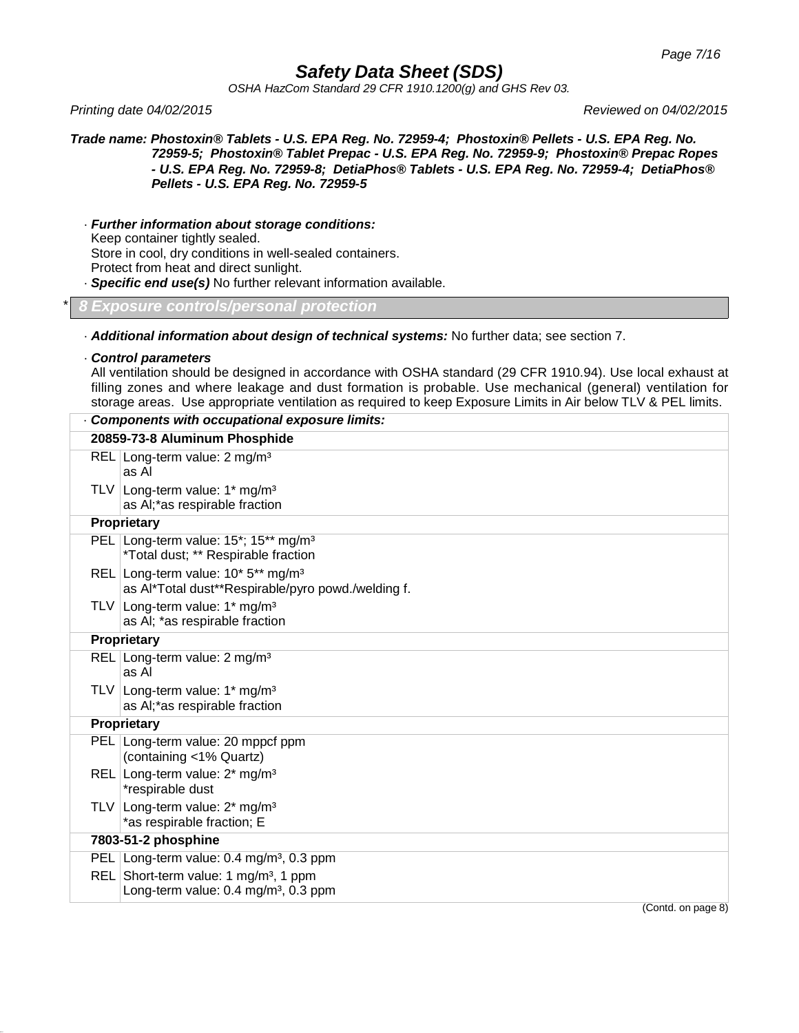**Trade name: Phostoxin® Tablets - U.S. EPA Reg. No. 72959-4; Phostoxin® Pellets - U.S. EPA Reg. No. 72959-5; Phostoxin® Tablet Prepac - U.S. EPA Reg. No. 72959-9; Phostoxin® Prepac Ropes - U.S. EPA Reg. No. 72959-8; DetiaPhos® Tablets - U.S. EPA Reg. No. 72959-4; DetiaPhos® Pellets - U.S. EPA Reg. No. 72959-5**

· ***Further information about storage conditions:***
Keep container tightly sealed.
Store in cool, dry conditions in well-sealed containers.
Protect from heat and direct sunlight.
· ***Specific end use(s)*** No further relevant information available.

## * 8 Exposure controls/personal protection

· ***Additional information about design of technical systems:*** No further data; see section 7.

· ***Control parameters***
All ventilation should be designed in accordance with OSHA standard (29 CFR 1910.94). Use local exhaust at filling zones and where leakage and dust formation is probable. Use mechanical (general) ventilation for storage areas. Use appropriate ventilation as required to keep Exposure Limits in Air below TLV & PEL limits.

| · ***Components with occupational exposure limits:*** | |
|---|---|
| **20859-73-8 Aluminum Phosphide** | |
| REL | Long-term value: 2 mg/m³<br>as Al |
| TLV | Long-term value: 1* mg/m³<br>as Al;*as respirable fraction |
| **Proprietary** | |
| PEL | Long-term value: 15*; 15** mg/m³<br>*Total dust; ** Respirable fraction |
| REL | Long-term value: 10* 5** mg/m³<br>as Al*Total dust**Respirable/pyro powd./welding f. |
| TLV | Long-term value: 1* mg/m³<br>as Al; *as respirable fraction |
| **Proprietary** | |
| REL | Long-term value: 2 mg/m³<br>as Al |
| TLV | Long-term value: 1* mg/m³<br>as Al;*as respirable fraction |
| **Proprietary** | |
| PEL | Long-term value: 20 mppcf ppm<br>(containing <1% Quartz) |
| REL | Long-term value: 2* mg/m³<br>*respirable dust |
| TLV | Long-term value: 2* mg/m³<br>*as respirable fraction; E |
| **7803-51-2 phosphine** | |
| PEL | Long-term value: 0.4 mg/m³, 0.3 ppm |
| REL | Short-term value: 1 mg/m³, 1 ppm<br>Long-term value: 0.4 mg/m³, 0.3 ppm |

(Contd. on page 8)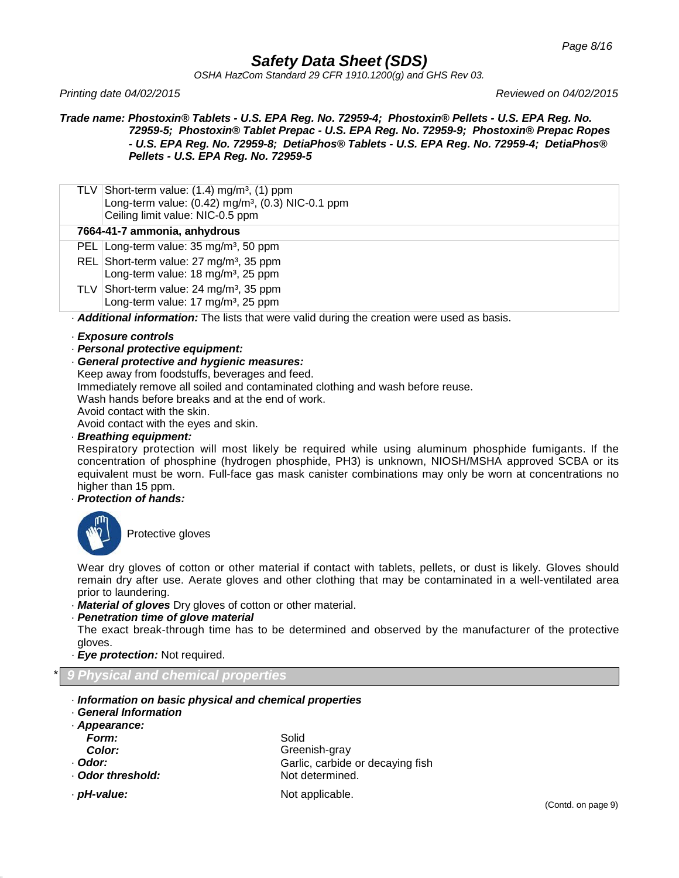| | |
|---|---|
| TLV | Short-term value: (1.4) mg/m³, (1) ppm<br>Long-term value: (0.42) mg/m³, (0.3) NIC-0.1 ppm<br>Ceiling limit value: NIC-0.5 ppm |
| **7664-41-7 ammonia, anhydrous** | |
| PEL | Long-term value: 35 mg/m³, 50 ppm |
| REL | Short-term value: 27 mg/m³, 35 ppm<br>Long-term value: 18 mg/m³, 25 ppm |
| TLV | Short-term value: 24 mg/m³, 35 ppm<br>Long-term value: 17 mg/m³, 25 ppm |

· ***Additional information:*** The lists that were valid during the creation were used as basis.

· ***Exposure controls***

· ***Personal protective equipment:***

· ***General protective and hygienic measures:***
Keep away from foodstuffs, beverages and feed.
Immediately remove all soiled and contaminated clothing and wash before reuse.
Wash hands before breaks and at the end of work.
Avoid contact with the skin.
Avoid contact with the eyes and skin.

· ***Breathing equipment:***
Respiratory protection will most likely be required while using aluminum phosphide fumigants. If the concentration of phosphine (hydrogen phosphide, $PH_3$) is unknown, NIOSH/MSHA approved SCBA or its equivalent must be worn. Full-face gas mask canister combinations may only be worn at concentrations no higher than 15 ppm.

· ***Protection of hands:***

Protective gloves

Wear dry gloves of cotton or other material if contact with tablets, pellets, or dust is likely. Gloves should remain dry after use. Aerate gloves and other clothing that may be contaminated in a well-ventilated area prior to laundering.

· ***Material of gloves*** Dry gloves of cotton or other material.

· ***Penetration time of glove material***
The exact break-through time has to be determined and observed by the manufacturer of the protective gloves.

· ***Eye protection:*** Not required.

## * 9 Physical and chemical properties

· ***Information on basic physical and chemical properties***

· ***General Information***

· ***Appearance:***

| | |
|---|---|
| ***Form:*** | Solid |
| ***Color:*** | Greenish-gray |
| · ***Odor:*** | Garlic, carbide or decaying fish |
| · ***Odor threshold:*** | Not determined. |
| · ***pH-value:*** | Not applicable. |

(Contd. on page 9)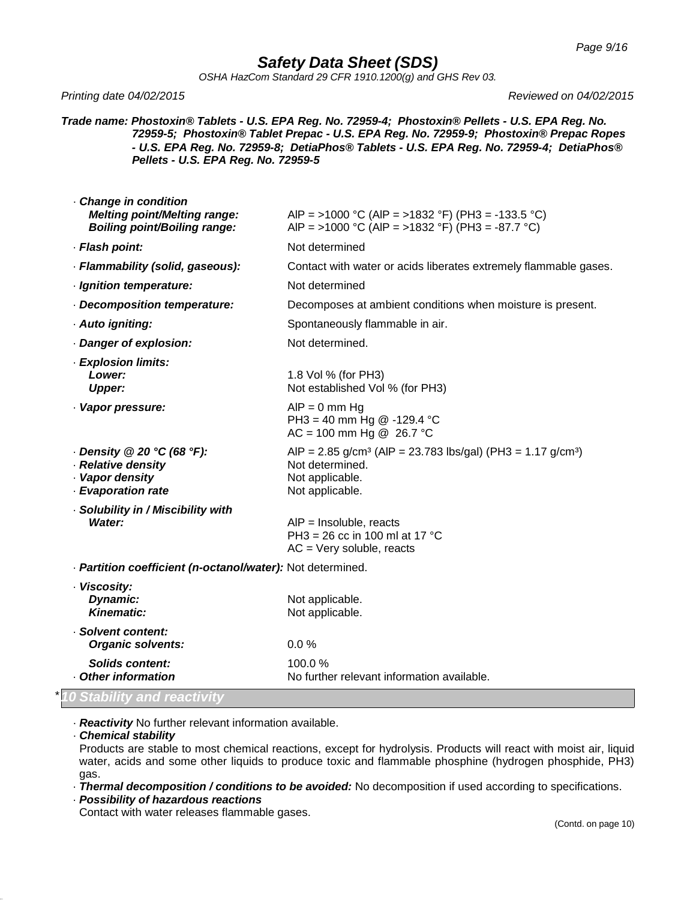**Trade name: Phostoxin® Tablets - U.S. EPA Reg. No. 72959-4; Phostoxin® Pellets - U.S. EPA Reg. No. 72959-5; Phostoxin® Tablet Prepac - U.S. EPA Reg. No. 72959-9; Phostoxin® Prepac Ropes - U.S. EPA Reg. No. 72959-8; DetiaPhos® Tablets - U.S. EPA Reg. No. 72959-4; DetiaPhos® Pellets - U.S. EPA Reg. No. 72959-5**

· ***Change in condition***

| | |
|---|---|
| ***Melting point/Melting range:*** | AlP = >1000 °C (AlP = >1832 °F) ($PH_3$ = -133.5 °C) |
| ***Boiling point/Boiling range:*** | AlP = >1000 °C (AlP = >1832 °F) ($PH_3$ = -87.7 °C) |
| · ***Flash point:*** | Not determined |
| · ***Flammability (solid, gaseous):*** | Contact with water or acids liberates extremely flammable gases. |
| · ***Ignition temperature:*** | Not determined |
| · ***Decomposition temperature:*** | Decomposes at ambient conditions when moisture is present. |
| · ***Auto igniting:*** | Spontaneously flammable in air. |
| · ***Danger of explosion:*** | Not determined. |
| · ***Explosion limits:*** | |
| ***Lower:*** | 1.8 Vol % (for $PH_3$) |
| ***Upper:*** | Not established Vol % (for $PH_3$) |
| · ***Vapor pressure:*** | AlP = 0 mm Hg<br>$PH_3$ = 40 mm Hg @ -129.4 °C<br>AC = 100 mm Hg @ 26.7 °C |
| · ***Density @ 20 °C (68 °F):*** | AlP = 2.85 g/cm³ (AlP = 23.783 lbs/gal) ($PH_3$ = 1.17 g/cm³) |
| · ***Relative density*** | Not determined. |
| · ***Vapor density*** | Not applicable. |
| · ***Evaporation rate*** | Not applicable. |
| · ***Solubility in / Miscibility with*** | |
| ***Water:*** | AlP = Insoluble, reacts<br>$PH_3$ = 26 cc in 100 ml at 17 °C<br>AC = Very soluble, reacts |
| · ***Partition coefficient (n-octanol/water):*** | Not determined. |
| · ***Viscosity:*** | |
| ***Dynamic:*** | Not applicable. |
| ***Kinematic:*** | Not applicable. |
| · ***Solvent content:*** | |
| ***Organic solvents:*** | 0.0 % |
| ***Solids content:*** | 100.0 % |
| · ***Other information*** | No further relevant information available. |

## *10 Stability and reactivity

· ***Reactivity*** No further relevant information available.

· ***Chemical stability***

Products are stable to most chemical reactions, except for hydrolysis. Products will react with moist air, liquid water, acids and some other liquids to produce toxic and flammable phosphine (hydrogen phosphide, $PH_3$) gas.

· ***Thermal decomposition / conditions to be avoided:*** No decomposition if used according to specifications.

· ***Possibility of hazardous reactions***

Contact with water releases flammable gases.

(Contd. on page 10)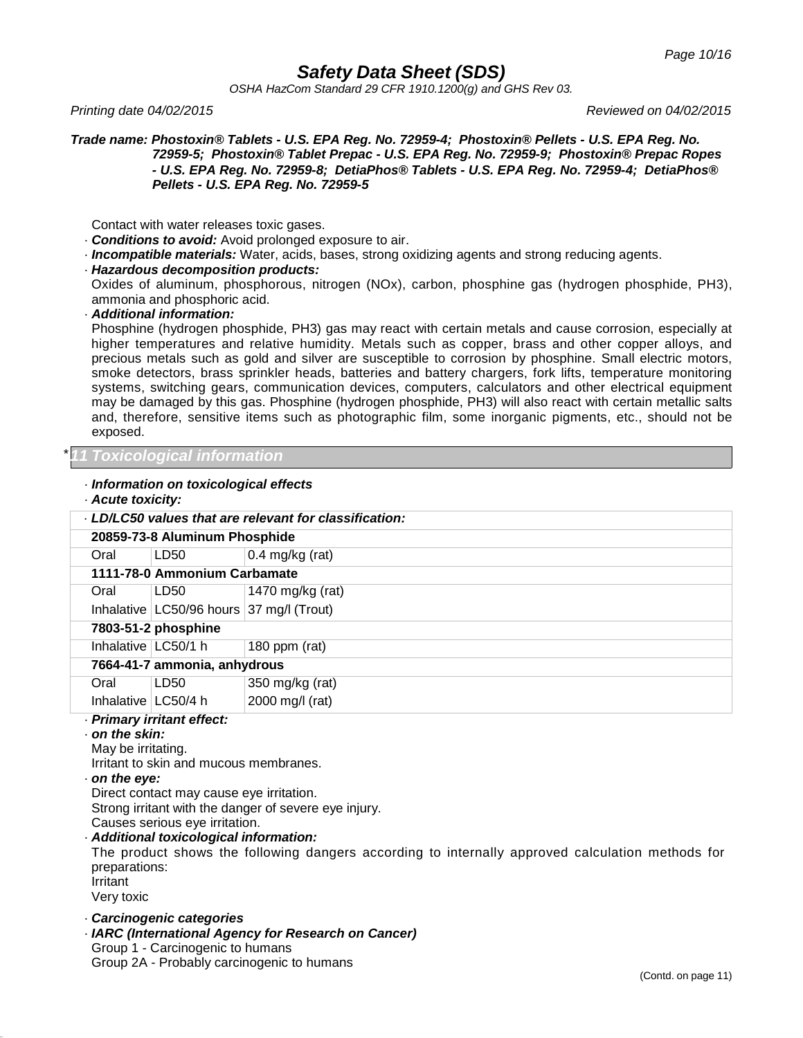Contact with water releases toxic gases.

· **Conditions to avoid:** Avoid prolonged exposure to air.

· **Incompatible materials:** Water, acids, bases, strong oxidizing agents and strong reducing agents.

· **Hazardous decomposition products:**

Oxides of aluminum, phosphorous, nitrogen (NOx), carbon, phosphine gas (hydrogen phosphide, PH3), ammonia and phosphoric acid.

· **Additional information:**

Phosphine (hydrogen phosphide, PH3) gas may react with certain metals and cause corrosion, especially at higher temperatures and relative humidity. Metals such as copper, brass and other copper alloys, and precious metals such as gold and silver are susceptible to corrosion by phosphine. Small electric motors, smoke detectors, brass sprinkler heads, batteries and battery chargers, fork lifts, temperature monitoring systems, switching gears, communication devices, computers, calculators and other electrical equipment may be damaged by this gas. Phosphine (hydrogen phosphide, PH3) will also react with certain metallic salts and, therefore, sensitive items such as photographic film, some inorganic pigments, etc., should not be exposed.

## * 11 Toxicological information

· **Information on toxicological effects**

· **Acute toxicity:**

| · LD/LC50 values that are relevant for classification: | | |
|---|---|---|
| **20859-73-8 Aluminum Phosphide** | | |
| Oral | LD50 | 0.4 mg/kg (rat) |
| **1111-78-0 Ammonium Carbamate** | | |
| Oral | LD50 | 1470 mg/kg (rat) |
| Inhalative | LC50/96 hours | 37 mg/l (Trout) |
| **7803-51-2 phosphine** | | |
| Inhalative | LC50/1 h | 180 ppm (rat) |
| **7664-41-7 ammonia, anhydrous** | | |
| Oral | LD50 | 350 mg/kg (rat) |
| Inhalative | LC50/4 h | 2000 mg/l (rat) |

· **Primary irritant effect:**

· **on the skin:**

May be irritating.

Irritant to skin and mucous membranes.

· **on the eye:**

Direct contact may cause eye irritation.

Strong irritant with the danger of severe eye injury.

Causes serious eye irritation.

· **Additional toxicological information:**

The product shows the following dangers according to internally approved calculation methods for preparations:

Irritant

Very toxic

· **Carcinogenic categories**

· **IARC (International Agency for Research on Cancer)**

Group 1 - Carcinogenic to humans

Group 2A - Probably carcinogenic to humans

(Contd. on page 11)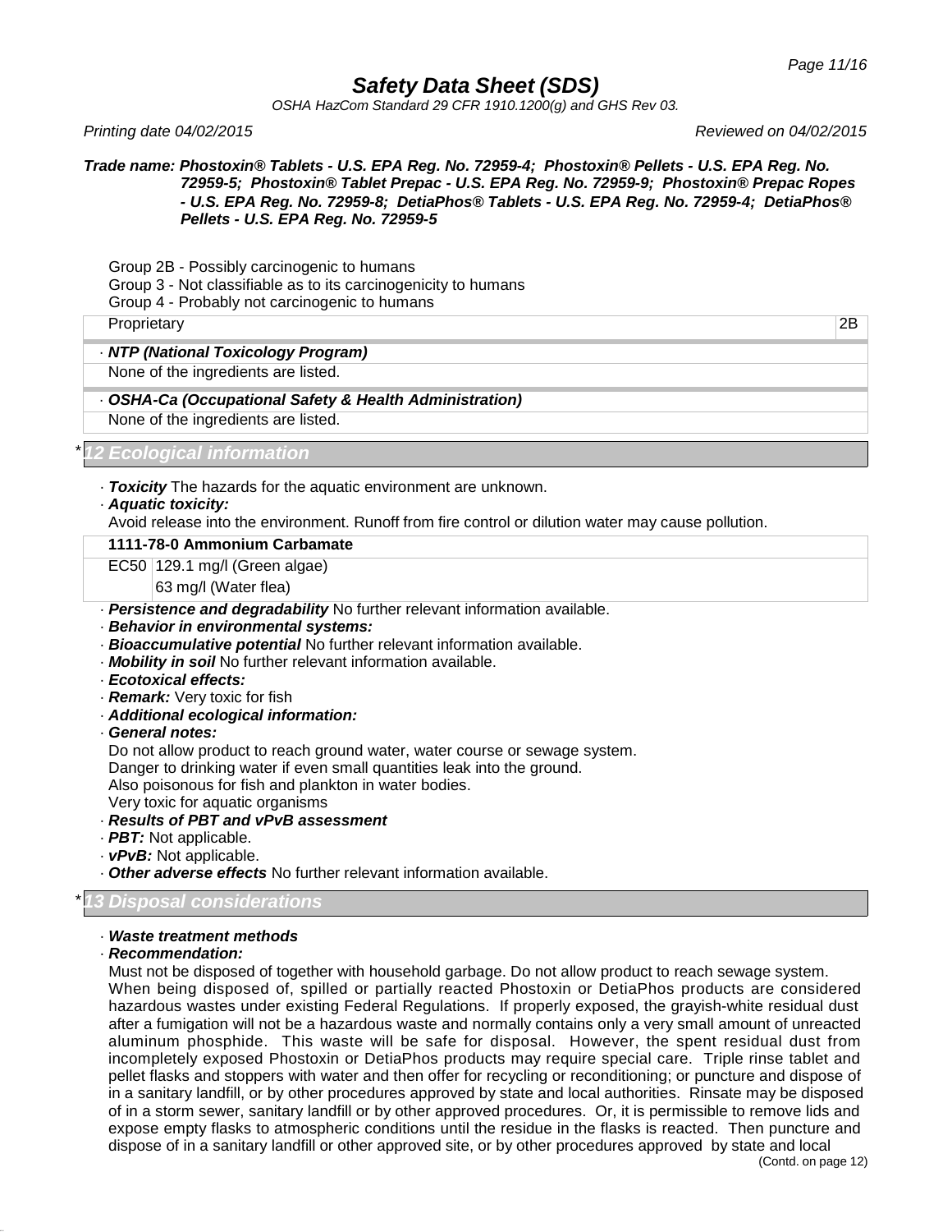Group 2B - Possibly carcinogenic to humans
Group 3 - Not classifiable as to its carcinogenicity to humans
Group 4 - Probably not carcinogenic to humans

| Proprietary | 2B |
|---|---|

· **NTP (National Toxicology Program)**

None of the ingredients are listed.

· **OSHA-Ca (Occupational Safety & Health Administration)**

None of the ingredients are listed.

## * 12 Ecological information

· ***Toxicity*** The hazards for the aquatic environment are unknown.
· ***Aquatic toxicity:***
Avoid release into the environment. Runoff from fire control or dilution water may cause pollution.

| 1111-78-0 Ammonium Carbamate | |
|---|---|
| EC50 | 129.1 mg/l (Green algae) |
| | 63 mg/l (Water flea) |

· ***Persistence and degradability*** No further relevant information available.
· ***Behavior in environmental systems:***
· ***Bioaccumulative potential*** No further relevant information available.
· ***Mobility in soil*** No further relevant information available.
· ***Ecotoxical effects:***
· ***Remark:*** Very toxic for fish
· ***Additional ecological information:***
· ***General notes:***
Do not allow product to reach ground water, water course or sewage system.
Danger to drinking water if even small quantities leak into the ground.
Also poisonous for fish and plankton in water bodies.
Very toxic for aquatic organisms
· ***Results of PBT and vPvB assessment***
· ***PBT:*** Not applicable.
· ***vPvB:*** Not applicable.
· ***Other adverse effects*** No further relevant information available.

## * 13 Disposal considerations

· ***Waste treatment methods***
· ***Recommendation:***
Must not be disposed of together with household garbage. Do not allow product to reach sewage system.
When being disposed of, spilled or partially reacted Phostoxin or DetiaPhos products are considered hazardous wastes under existing Federal Regulations. If properly exposed, the grayish-white residual dust after a fumigation will not be a hazardous waste and normally contains only a very small amount of unreacted aluminum phosphide. This waste will be safe for disposal. However, the spent residual dust from incompletely exposed Phostoxin or DetiaPhos products may require special care. Triple rinse tablet and pellet flasks and stoppers with water and then offer for recycling or reconditioning; or puncture and dispose of in a sanitary landfill, or by other procedures approved by state and local authorities. Rinsate may be disposed of in a storm sewer, sanitary landfill or by other approved procedures. Or, it is permissible to remove lids and expose empty flasks to atmospheric conditions until the residue in the flasks is reacted. Then puncture and dispose of in a sanitary landfill or other approved site, or by other procedures approved by state and local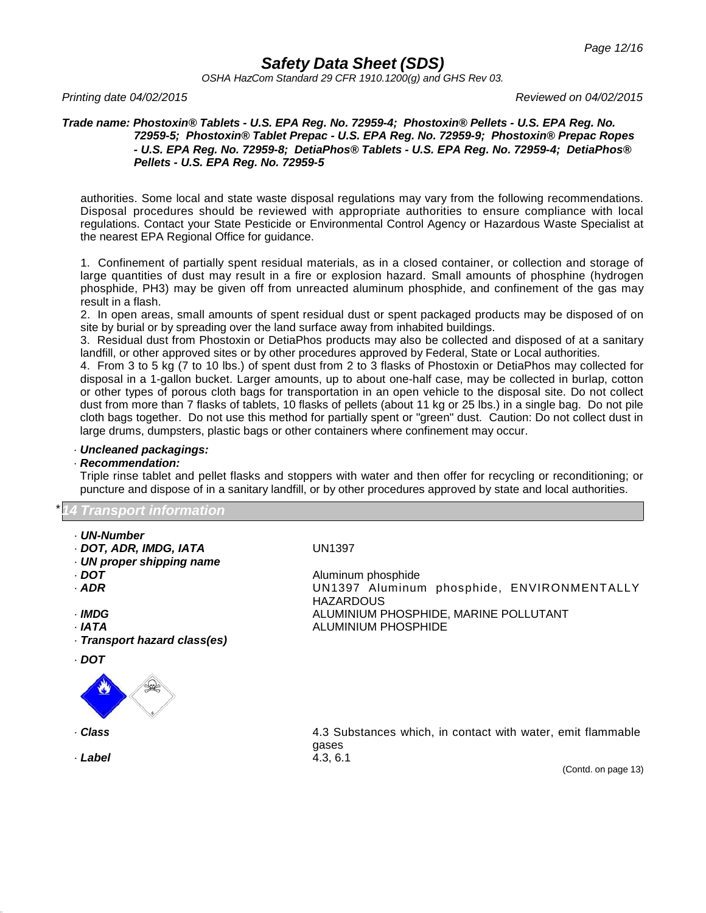authorities. Some local and state waste disposal regulations may vary from the following recommendations. Disposal procedures should be reviewed with appropriate authorities to ensure compliance with local regulations. Contact your State Pesticide or Environmental Control Agency or Hazardous Waste Specialist at the nearest EPA Regional Office for guidance.

1. Confinement of partially spent residual materials, as in a closed container, or collection and storage of large quantities of dust may result in a fire or explosion hazard. Small amounts of phosphine (hydrogen phosphide, $PH_3$) may be given off from unreacted aluminum phosphide, and confinement of the gas may result in a flash.
2. In open areas, small amounts of spent residual dust or spent packaged products may be disposed of on site by burial or by spreading over the land surface away from inhabited buildings.
3. Residual dust from Phostoxin or DetiaPhos products may also be collected and disposed of at a sanitary landfill, or other approved sites or by other procedures approved by Federal, State or Local authorities.
4. From 3 to 5 kg (7 to 10 lbs.) of spent dust from 2 to 3 flasks of Phostoxin or DetiaPhos may collected for disposal in a 1-gallon bucket. Larger amounts, up to about one-half case, may be collected in burlap, cotton or other types of porous cloth bags for transportation in an open vehicle to the disposal site. Do not collect dust from more than 7 flasks of tablets, 10 flasks of pellets (about 11 kg or 25 lbs.) in a single bag. Do not pile cloth bags together. Do not use this method for partially spent or "green" dust. Caution: Do not collect dust in large drums, dumpsters, plastic bags or other containers where confinement may occur.

· ***Uncleaned packagings:***
· ***Recommendation:***
Triple rinse tablet and pellet flasks and stoppers with water and then offer for recycling or reconditioning; or puncture and dispose of in a sanitary landfill, or by other procedures approved by state and local authorities.

## * 14 Transport information

· ***UN-Number***
· ***DOT, ADR, IMDG, IATA*** UN1397
· ***UN proper shipping name***
· ***DOT*** Aluminum phosphide
· ***ADR*** UN1397 Aluminum phosphide, ENVIRONMENTALLY HAZARDOUS
· ***IMDG*** ALUMINIUM PHOSPHIDE, MARINE POLLUTANT
· ***IATA*** ALUMINIUM PHOSPHIDE
· ***Transport hazard class(es)***

· ***DOT***

· ***Class*** 4.3 Substances which, in contact with water, emit flammable gases
· ***Label*** 4.3, 6.1

(Contd. on page 13)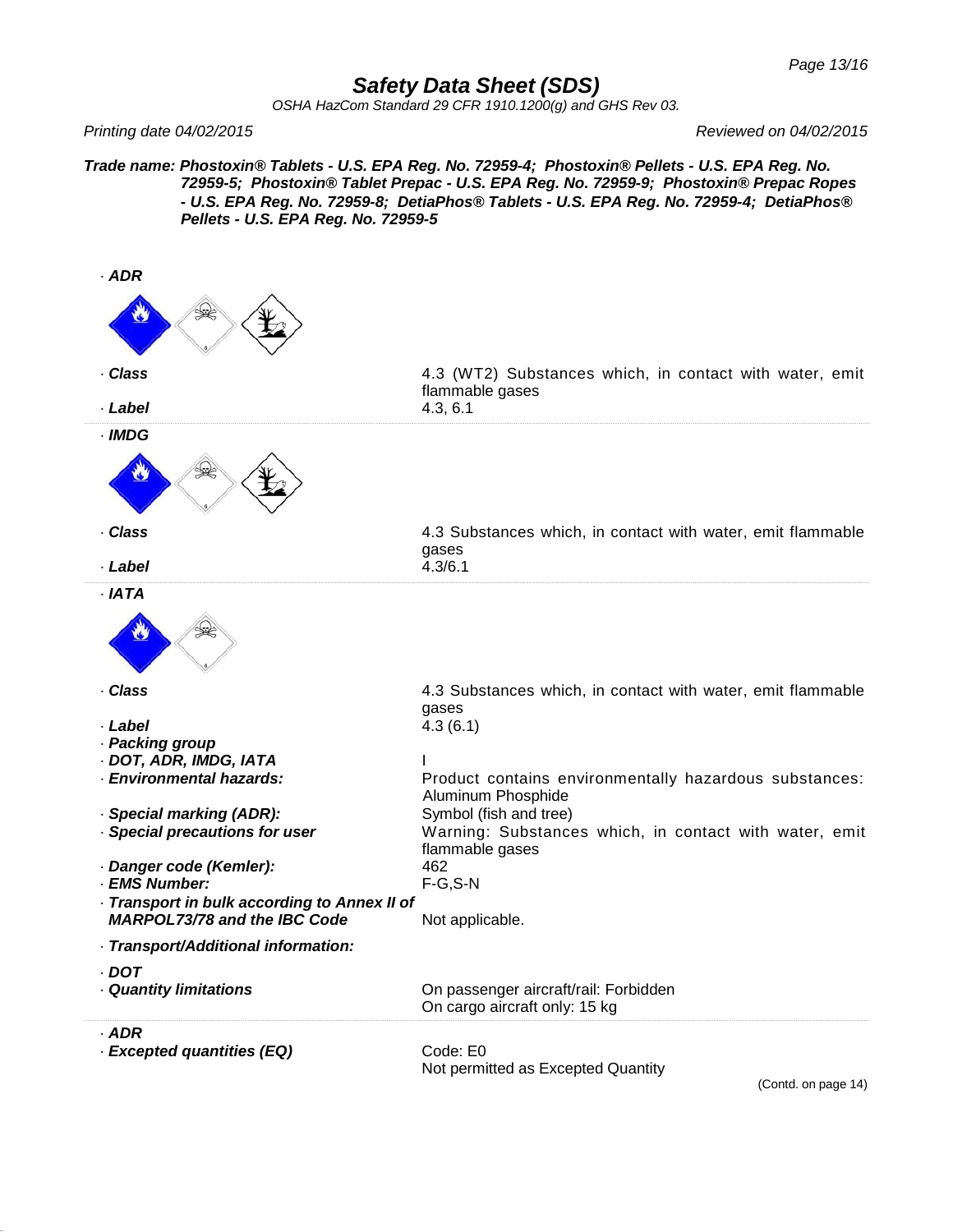# Safety Data Sheet (SDS)

OSHA HazCom Standard 29 CFR 1910.1200(g) and GHS Rev 03.

*Printing date 04/02/2015* *Reviewed on 04/02/2015*

**Trade name: Phostoxin® Tablets - U.S. EPA Reg. No. 72959-4; Phostoxin® Pellets - U.S. EPA Reg. No. 72959-5; Phostoxin® Tablet Prepac - U.S. EPA Reg. No. 72959-9; Phostoxin® Prepac Ropes - U.S. EPA Reg. No. 72959-8; DetiaPhos® Tablets - U.S. EPA Reg. No. 72959-4; DetiaPhos® Pellets - U.S. EPA Reg. No. 72959-5**

· **ADR**

· **Class** 4.3 (WT2) Substances which, in contact with water, emit flammable gases
· **Label** 4.3, 6.1

· **IMDG**

· **Class** 4.3 Substances which, in contact with water, emit flammable gases
· **Label** 4.3/6.1

· **IATA**

· **Class** 4.3 Substances which, in contact with water, emit flammable gases
· **Label** 4.3 (6.1)
· **Packing group**
· **DOT, ADR, IMDG, IATA** I
· **Environmental hazards:** Product contains environmentally hazardous substances: Aluminum Phosphide
· **Special marking (ADR):** Symbol (fish and tree)
· **Special precautions for user** Warning: Substances which, in contact with water, emit flammable gases
· **Danger code (Kemler):** 462
· **EMS Number:** F-G,S-N
· **Transport in bulk according to Annex II of MARPOL73/78 and the IBC Code** Not applicable.

· **Transport/Additional information:**

· **DOT**
· **Quantity limitations** On passenger aircraft/rail: Forbidden
On cargo aircraft only: 15 kg

· **ADR**
· **Excepted quantities (EQ)** Code: E0
Not permitted as Excepted Quantity

(Contd. on page 14)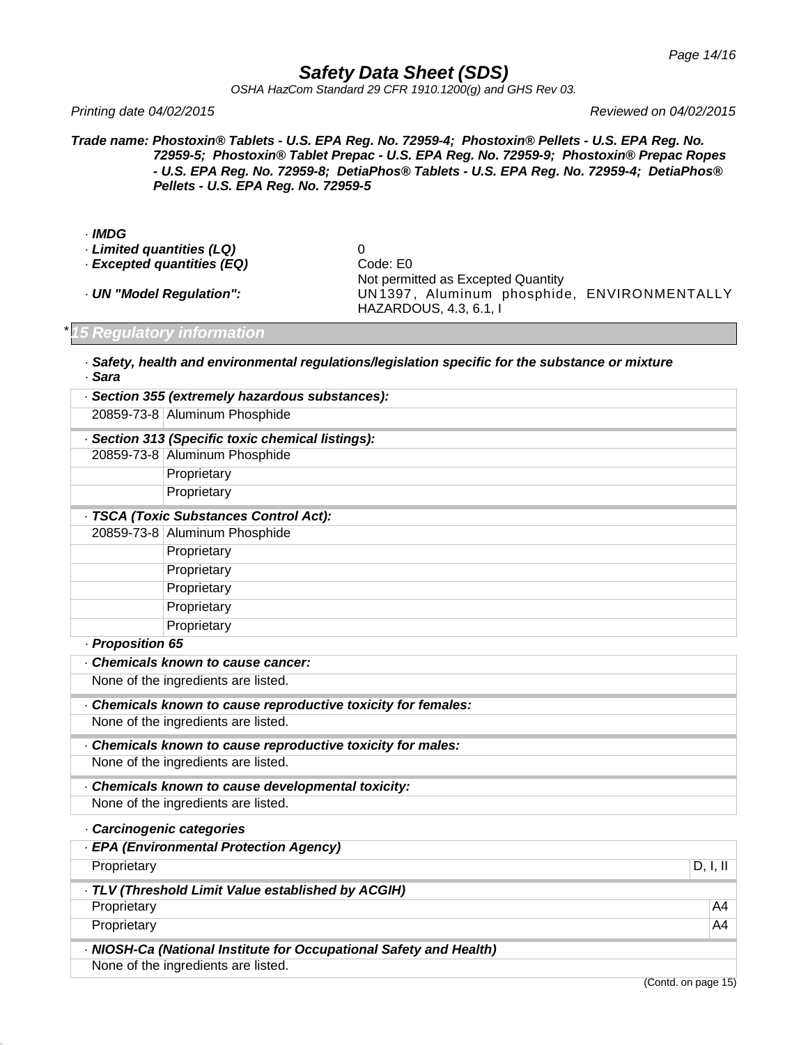**Trade name: Phostoxin® Tablets - U.S. EPA Reg. No. 72959-4; Phostoxin® Pellets - U.S. EPA Reg. No. 72959-5; Phostoxin® Tablet Prepac - U.S. EPA Reg. No. 72959-9; Phostoxin® Prepac Ropes - U.S. EPA Reg. No. 72959-8; DetiaPhos® Tablets - U.S. EPA Reg. No. 72959-4; DetiaPhos® Pellets - U.S. EPA Reg. No. 72959-5**

· **IMDG**

· **Limited quantities (LQ)** 0

· **Excepted quantities (EQ)** Code: E0
Not permitted as Excepted Quantity

· **UN "Model Regulation":** UN1397, Aluminum phosphide, ENVIRONMENTALLY HAZARDOUS, 4.3, 6.1, I

## * 15 Regulatory information

· **Safety, health and environmental regulations/legislation specific for the substance or mixture**

· **Sara**

| · **Section 355 (extremely hazardous substances):** | |
|---|---|
| 20859-73-8 | Aluminum Phosphide |

| · **Section 313 (Specific toxic chemical listings):** | |
|---|---|
| 20859-73-8 | Aluminum Phosphide |
| | Proprietary |
| | Proprietary |

| · **TSCA (Toxic Substances Control Act):** | |
|---|---|
| 20859-73-8 | Aluminum Phosphide |
| | Proprietary |
| | Proprietary |
| | Proprietary |
| | Proprietary |
| | Proprietary |

· **Proposition 65**

| · **Chemicals known to cause cancer:** |
|---|
| None of the ingredients are listed. |

| · **Chemicals known to cause reproductive toxicity for females:** |
|---|
| None of the ingredients are listed. |

| · **Chemicals known to cause reproductive toxicity for males:** |
|---|
| None of the ingredients are listed. |

| · **Chemicals known to cause developmental toxicity:** |
|---|
| None of the ingredients are listed. |

· **Carcinogenic categories**

| · **EPA (Environmental Protection Agency)** | |
|---|---|
| Proprietary | D, I, II |

| · **TLV (Threshold Limit Value established by ACGIH)** | |
|---|---|
| Proprietary | A4 |
| Proprietary | A4 |

| · **NIOSH-Ca (National Institute for Occupational Safety and Health)** |
|---|
| None of the ingredients are listed. |

(Contd. on page 15)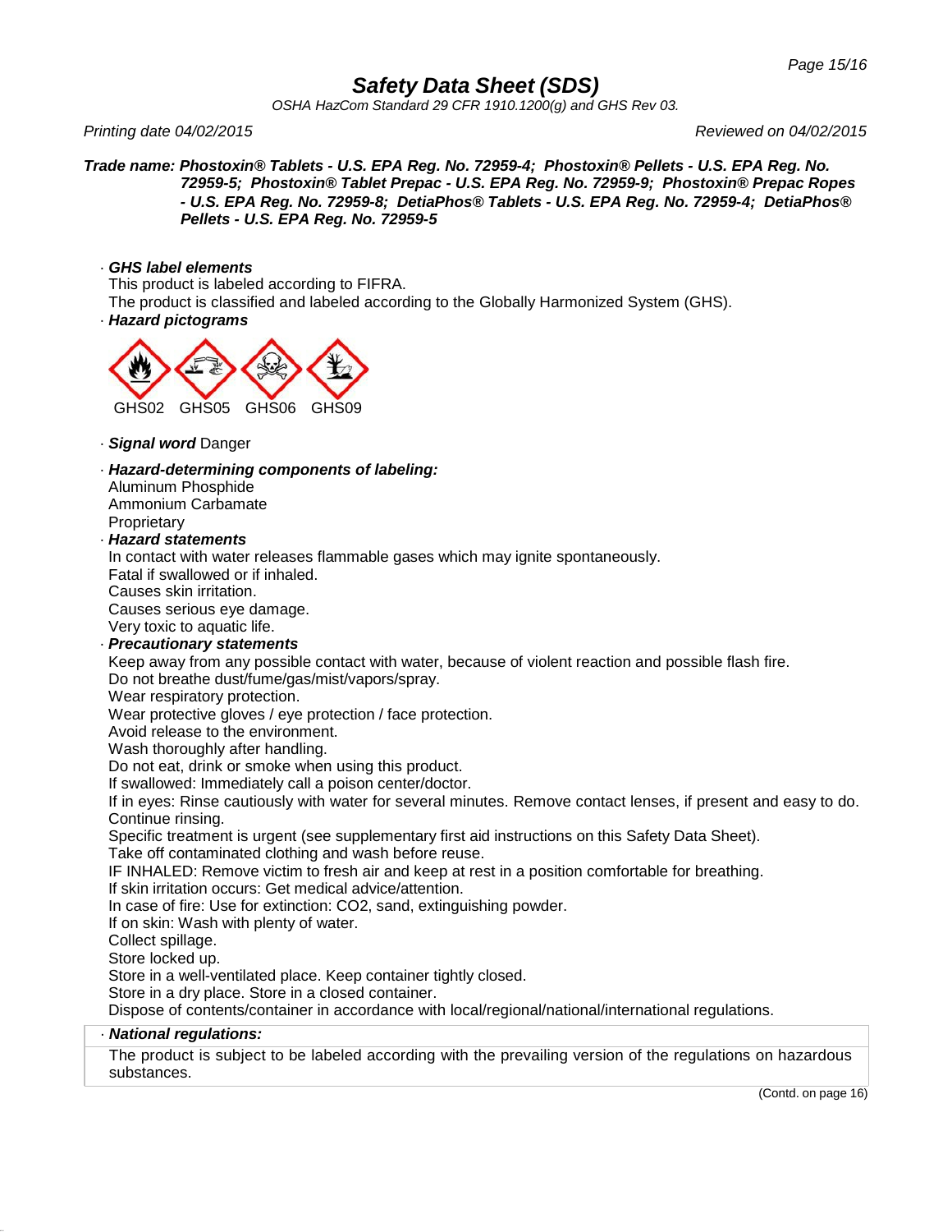# Safety Data Sheet (SDS)

*OSHA HazCom Standard 29 CFR 1910.1200(g) and GHS Rev 03.*

*Printing date 04/02/2015* *Reviewed on 04/02/2015*

***Trade name: Phostoxin® Tablets - U.S. EPA Reg. No. 72959-4; Phostoxin® Pellets - U.S. EPA Reg. No. 72959-5; Phostoxin® Tablet Prepac - U.S. EPA Reg. No. 72959-9; Phostoxin® Prepac Ropes - U.S. EPA Reg. No. 72959-8; DetiaPhos® Tablets - U.S. EPA Reg. No. 72959-4; DetiaPhos® Pellets - U.S. EPA Reg. No. 72959-5***

· ***GHS label elements***
This product is labeled according to FIFRA.
The product is classified and labeled according to the Globally Harmonized System (GHS).

· ***Hazard pictograms***

GHS02 GHS05 GHS06 GHS09

· ***Signal word*** Danger

· ***Hazard-determining components of labeling:***
Aluminum Phosphide
Ammonium Carbamate
Proprietary

· ***Hazard statements***
In contact with water releases flammable gases which may ignite spontaneously.
Fatal if swallowed or if inhaled.
Causes skin irritation.
Causes serious eye damage.
Very toxic to aquatic life.

· ***Precautionary statements***
Keep away from any possible contact with water, because of violent reaction and possible flash fire.
Do not breathe dust/fume/gas/mist/vapors/spray.
Wear respiratory protection.
Wear protective gloves / eye protection / face protection.
Avoid release to the environment.
Wash thoroughly after handling.
Do not eat, drink or smoke when using this product.
If swallowed: Immediately call a poison center/doctor.
If in eyes: Rinse cautiously with water for several minutes. Remove contact lenses, if present and easy to do. Continue rinsing.
Specific treatment is urgent (see supplementary first aid instructions on this Safety Data Sheet).
Take off contaminated clothing and wash before reuse.
IF INHALED: Remove victim to fresh air and keep at rest in a position comfortable for breathing.
If skin irritation occurs: Get medical advice/attention.
In case of fire: Use for extinction: CO2, sand, extinguishing powder.
If on skin: Wash with plenty of water.
Collect spillage.
Store locked up.
Store in a well-ventilated place. Keep container tightly closed.
Store in a dry place. Store in a closed container.
Dispose of contents/container in accordance with local/regional/national/international regulations.

· ***National regulations:***
The product is subject to be labeled according with the prevailing version of the regulations on hazardous substances.

(Contd. on page 16)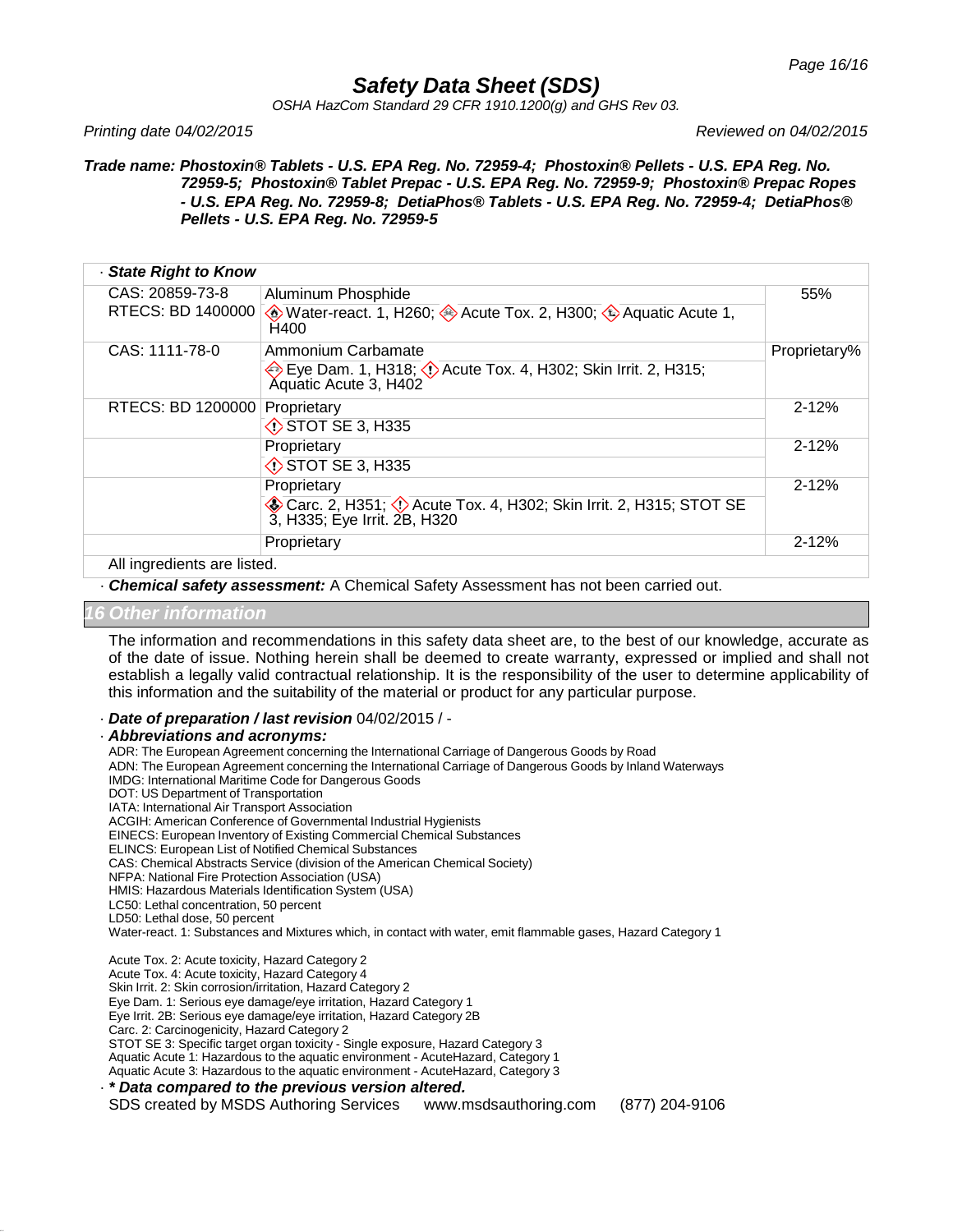# Safety Data Sheet (SDS)

*OSHA HazCom Standard 29 CFR 1910.1200(g) and GHS Rev 03.*

*Printing date 04/02/2015* *Reviewed on 04/02/2015*

***Trade name: Phostoxin® Tablets - U.S. EPA Reg. No. 72959-4; Phostoxin® Pellets - U.S. EPA Reg. No. 72959-5; Phostoxin® Tablet Prepac - U.S. EPA Reg. No. 72959-9; Phostoxin® Prepac Ropes - U.S. EPA Reg. No. 72959-8; DetiaPhos® Tablets - U.S. EPA Reg. No. 72959-4; DetiaPhos® Pellets - U.S. EPA Reg. No. 72959-5***

· ***State Right to Know***

| | | |
|---|---|---|
| CAS: 20859-73-8<br>RTECS: BD 1400000 | Aluminum Phosphide<br>Water-react. 1, H260; Acute Tox. 2, H300; Aquatic Acute 1, H400 | 55% |
| CAS: 1111-78-0 | Ammonium Carbamate<br>Eye Dam. 1, H318; Acute Tox. 4, H302; Skin Irrit. 2, H315; Aquatic Acute 3, H402 | Proprietary% |
| RTECS: BD 1200000 | Proprietary<br>STOT SE 3, H335 | 2-12% |
| | Proprietary<br>STOT SE 3, H335 | 2-12% |
| | Proprietary<br>Carc. 2, H351; Acute Tox. 4, H302; Skin Irrit. 2, H315; STOT SE 3, H335; Eye Irrit. 2B, H320 | 2-12% |
| | Proprietary | 2-12% |

All ingredients are listed.

· ***Chemical safety assessment:*** A Chemical Safety Assessment has not been carried out.

## 16 Other information

The information and recommendations in this safety data sheet are, to the best of our knowledge, accurate as of the date of issue. Nothing herein shall be deemed to create warranty, expressed or implied and shall not establish a legally valid contractual relationship. It is the responsibility of the user to determine applicability of this information and the suitability of the material or product for any particular purpose.

· ***Date of preparation / last revision*** 04/02/2015 / -

· ***Abbreviations and acronyms:***

ADR: The European Agreement concerning the International Carriage of Dangerous Goods by Road
ADN: The European Agreement concerning the International Carriage of Dangerous Goods by Inland Waterways
IMDG: International Maritime Code for Dangerous Goods
DOT: US Department of Transportation
IATA: International Air Transport Association
ACGIH: American Conference of Governmental Industrial Hygienists
EINECS: European Inventory of Existing Commercial Chemical Substances
ELINCS: European List of Notified Chemical Substances
CAS: Chemical Abstracts Service (division of the American Chemical Society)
NFPA: National Fire Protection Association (USA)
HMIS: Hazardous Materials Identification System (USA)
LC50: Lethal concentration, 50 percent
LD50: Lethal dose, 50 percent
Water-react. 1: Substances and Mixtures which, in contact with water, emit flammable gases, Hazard Category 1

Acute Tox. 2: Acute toxicity, Hazard Category 2
Acute Tox. 4: Acute toxicity, Hazard Category 4
Skin Irrit. 2: Skin corrosion/irritation, Hazard Category 2
Eye Dam. 1: Serious eye damage/eye irritation, Hazard Category 1
Eye Irrit. 2B: Serious eye damage/eye irritation, Hazard Category 2B
Carc. 2: Carcinogenicity, Hazard Category 2
STOT SE 3: Specific target organ toxicity - Single exposure, Hazard Category 3
Aquatic Acute 1: Hazardous to the aquatic environment - AcuteHazard, Category 1
Aquatic Acute 3: Hazardous to the aquatic environment - AcuteHazard, Category 3

· ***\* Data compared to the previous version altered.***

SDS created by MSDS Authoring Services www.msdsauthoring.com (877) 204-9106